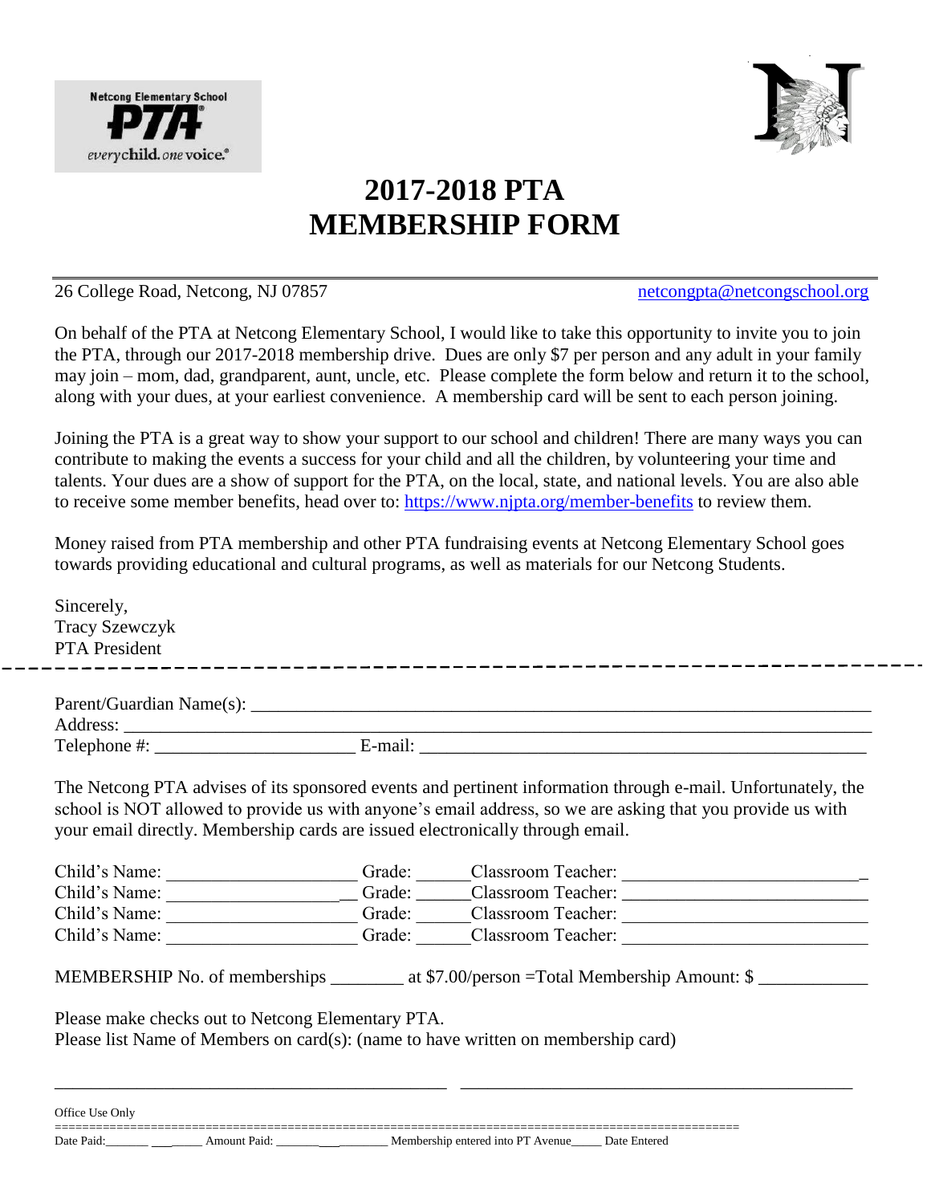Netcong Elementary School PTA

everychild. one voice.

# 2017-2018 PTA MEMBERSHIP FORM

26 College Road, Netcong, NJ 07857 netcongpta@netcongschool.org

On behalf of the PTA at Netcong Elementary School, I would like to take this opportunity to invite you to join the PTA, through our 2017-2018 membership drive. Dues are only $7 per person and any adult in your family may join – mom, dad, grandparent, aunt, uncle, etc. Please complete the form below and return it to the school, along with your dues, at your earliest convenience. A membership card will be sent to each person joining.

Joining the PTA is a great way to show your support to our school and children! There are many ways you can contribute to making the events a success for your child and all the children, by volunteering your time and talents. Your dues are a show of support for the PTA, on the local, state, and national levels. You are also able to receive some member benefits, head over to: https://www.njpta.org/member-benefits to review them.

Money raised from PTA membership and other PTA fundraising events at Netcong Elementary School goes towards providing educational and cultural programs, as well as materials for our Netcong Students.

Sincerely,
Tracy Szewczyk
PTA President

---

Parent/Guardian Name(s): ______________________________________________________________________
Address: ______________________________________________________________________________
Telephone #: ______________________ E-mail: ________________________________________________

The Netcong PTA advises of its sponsored events and pertinent information through e-mail. Unfortunately, the school is NOT allowed to provide us with anyone's email address, so we are asking that you provide us with your email directly. Membership cards are issued electronically through email.

Child's Name: _____________________ Grade: ______Classroom Teacher: ___________________________
Child's Name: _____________________ Grade: ______Classroom Teacher: ___________________________
Child's Name: _____________________ Grade: ______Classroom Teacher: ___________________________
Child's Name: _____________________ Grade: ______Classroom Teacher: ___________________________

MEMBERSHIP No. of memberships ________ at $7.00/person =Total Membership Amount: $ ____________

Please make checks out to Netcong Elementary PTA.
Please list Name of Members on card(s): (name to have written on membership card)

_____________________________________________ _____________________________________________

Office Use Only

Date Paid:_______ ___ _____ Amount Paid: _______ ___ ________ Membership entered into PT Avenue_____ Date Entered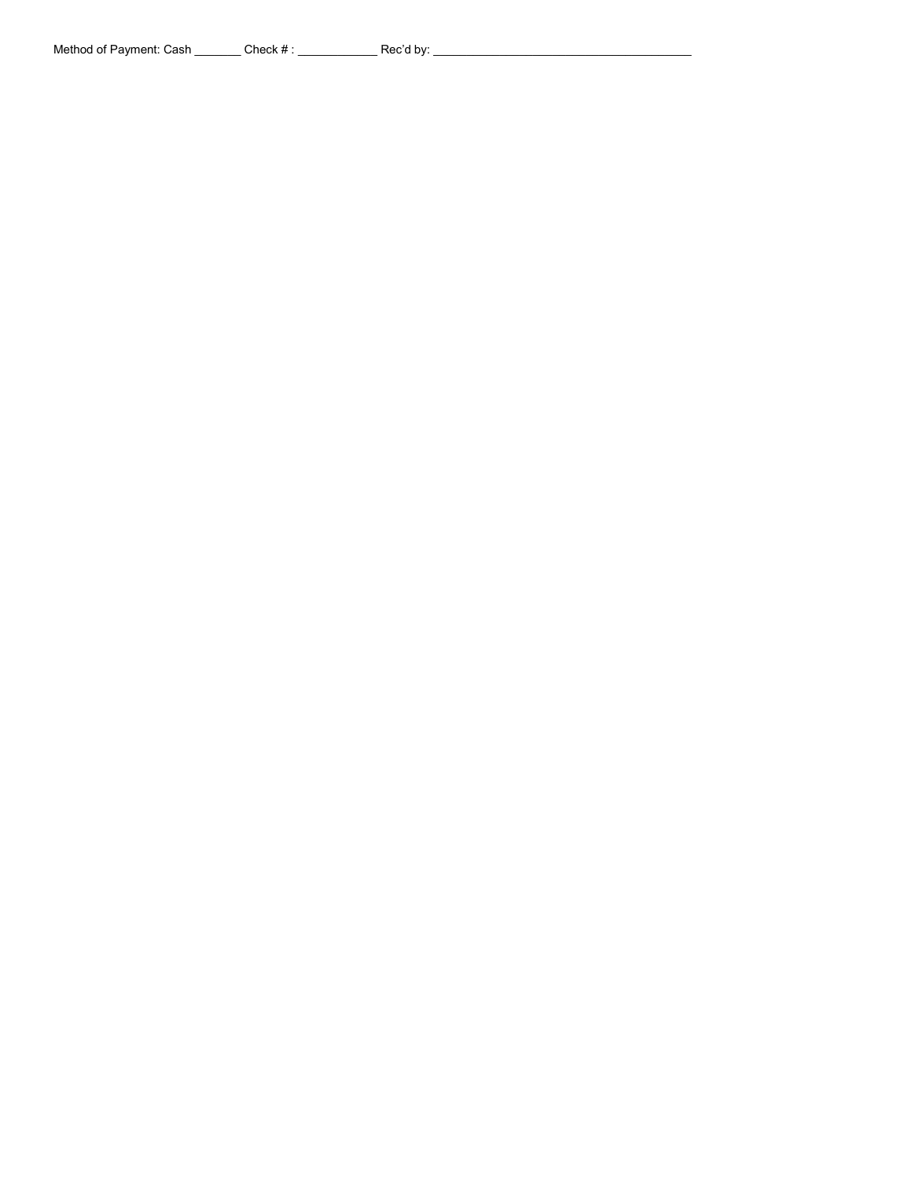Method of Payment: Cash _______ Check # : ____________ Rec'd by: _______________________________________